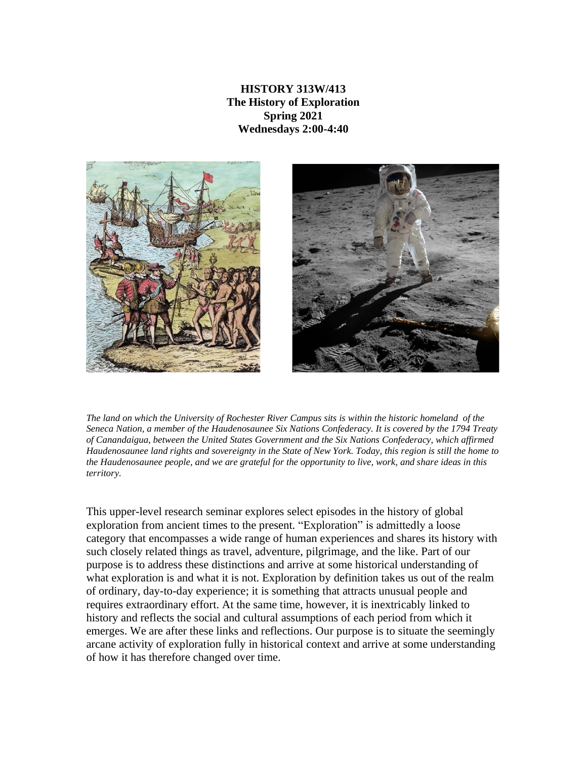**HISTORY 313W/413**
**The History of Exploration**
**Spring 2021**
**Wednesdays 2:00-4:40**

*The land on which the University of Rochester River Campus sits is within the historic homeland of the Seneca Nation, a member of the Haudenosaunee Six Nations Confederacy. It is covered by the 1794 Treaty of Canandaigua, between the United States Government and the Six Nations Confederacy, which affirmed Haudenosaunee land rights and sovereignty in the State of New York. Today, this region is still the home to the Haudenosaunee people, and we are grateful for the opportunity to live, work, and share ideas in this territory.*

This upper-level research seminar explores select episodes in the history of global exploration from ancient times to the present. "Exploration" is admittedly a loose category that encompasses a wide range of human experiences and shares its history with such closely related things as travel, adventure, pilgrimage, and the like. Part of our purpose is to address these distinctions and arrive at some historical understanding of what exploration is and what it is not. Exploration by definition takes us out of the realm of ordinary, day-to-day experience; it is something that attracts unusual people and requires extraordinary effort. At the same time, however, it is inextricably linked to history and reflects the social and cultural assumptions of each period from which it emerges. We are after these links and reflections. Our purpose is to situate the seemingly arcane activity of exploration fully in historical context and arrive at some understanding of how it has therefore changed over time.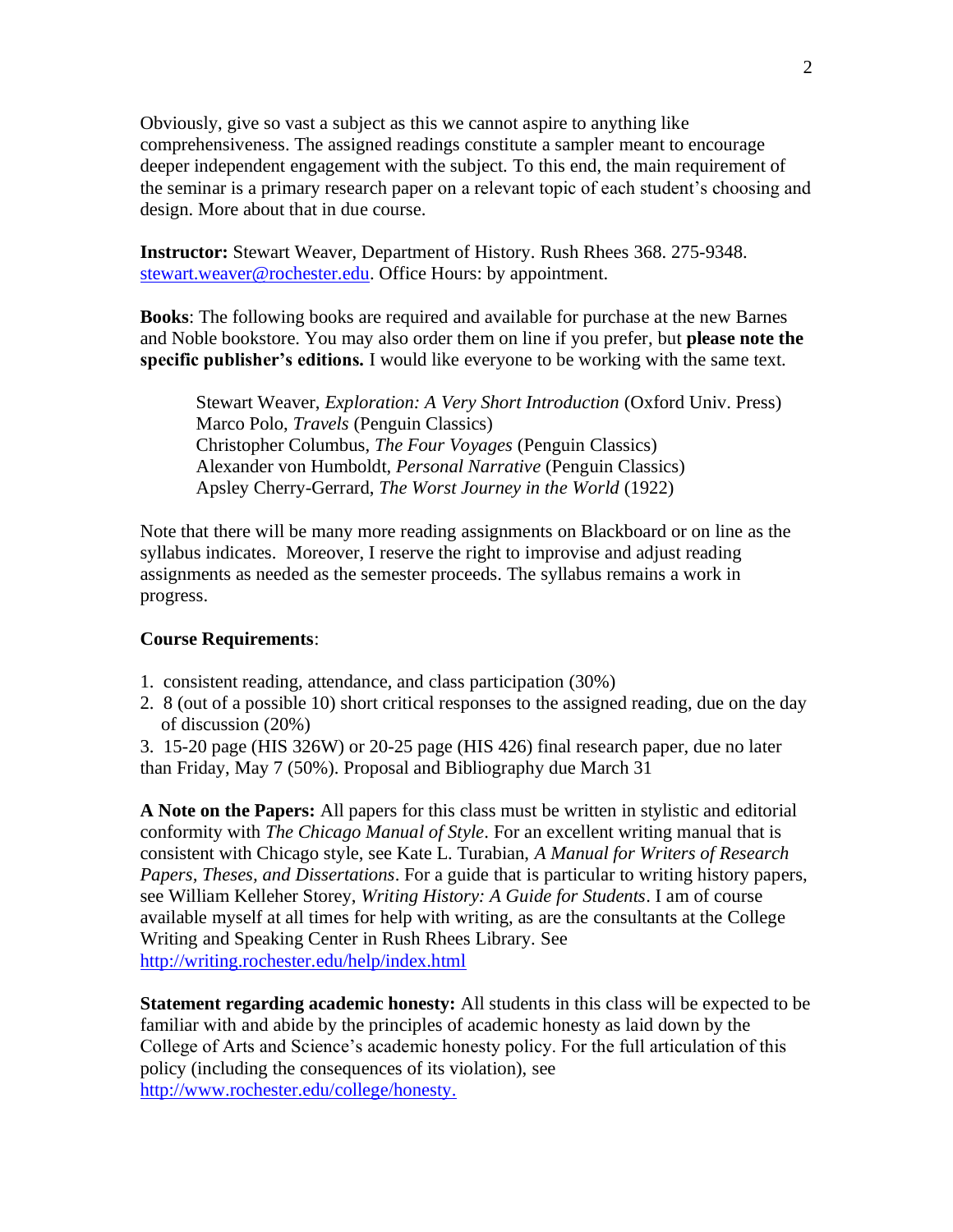Obviously, give so vast a subject as this we cannot aspire to anything like comprehensiveness. The assigned readings constitute a sampler meant to encourage deeper independent engagement with the subject. To this end, the main requirement of the seminar is a primary research paper on a relevant topic of each student's choosing and design. More about that in due course.

**Instructor:** Stewart Weaver, Department of History. Rush Rhees 368. 275-9348. [stewart.weaver@rochester.edu](mailto:stewart.weaver@rochester.edu). Office Hours: by appointment.

**Books**: The following books are required and available for purchase at the new Barnes and Noble bookstore. You may also order them on line if you prefer, but **please note the specific publisher's editions.** I would like everyone to be working with the same text.

> Stewart Weaver, *Exploration: A Very Short Introduction* (Oxford Univ. Press)
> Marco Polo, *Travels* (Penguin Classics)
> Christopher Columbus, *The Four Voyages* (Penguin Classics)
> Alexander von Humboldt, *Personal Narrative* (Penguin Classics)
> Apsley Cherry-Gerrard, *The Worst Journey in the World* (1922)

Note that there will be many more reading assignments on Blackboard or on line as the syllabus indicates. Moreover, I reserve the right to improvise and adjust reading assignments as needed as the semester proceeds. The syllabus remains a work in progress.

**Course Requirements**:

1. consistent reading, attendance, and class participation (30%)
2. 8 (out of a possible 10) short critical responses to the assigned reading, due on the day of discussion (20%)
3. 15-20 page (HIS 326W) or 20-25 page (HIS 426) final research paper, due no later than Friday, May 7 (50%). Proposal and Bibliography due March 31

**A Note on the Papers:** All papers for this class must be written in stylistic and editorial conformity with *The Chicago Manual of Style*. For an excellent writing manual that is consistent with Chicago style, see Kate L. Turabian, *A Manual for Writers of Research Papers, Theses, and Dissertations*. For a guide that is particular to writing history papers, see William Kelleher Storey, *Writing History: A Guide for Students*. I am of course available myself at all times for help with writing, as are the consultants at the College Writing and Speaking Center in Rush Rhees Library. See [http://writing.rochester.edu/help/index.html](http://writing.rochester.edu/help/index.html)

**Statement regarding academic honesty:** All students in this class will be expected to be familiar with and abide by the principles of academic honesty as laid down by the College of Arts and Science's academic honesty policy. For the full articulation of this policy (including the consequences of its violation), see [http://www.rochester.edu/college/honesty.](http://www.rochester.edu/college/honesty)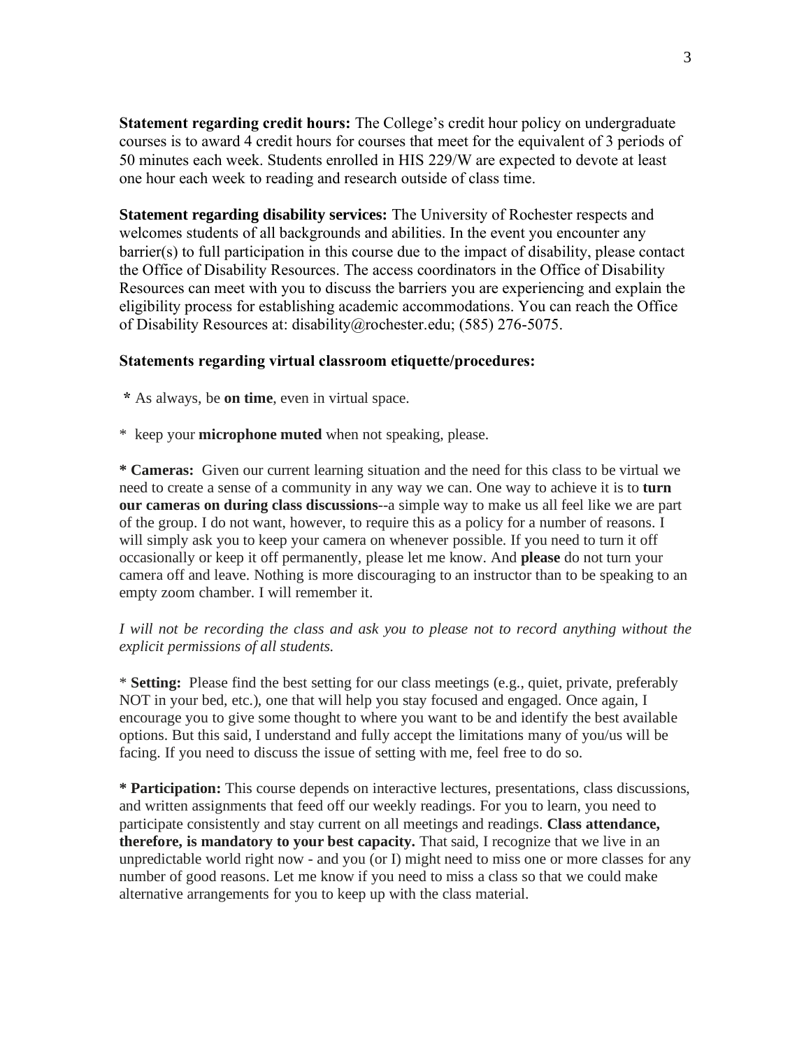**Statement regarding credit hours:** The College's credit hour policy on undergraduate courses is to award 4 credit hours for courses that meet for the equivalent of 3 periods of 50 minutes each week. Students enrolled in HIS 229/W are expected to devote at least one hour each week to reading and research outside of class time.

**Statement regarding disability services:** The University of Rochester respects and welcomes students of all backgrounds and abilities. In the event you encounter any barrier(s) to full participation in this course due to the impact of disability, please contact the Office of Disability Resources. The access coordinators in the Office of Disability Resources can meet with you to discuss the barriers you are experiencing and explain the eligibility process for establishing academic accommodations. You can reach the Office of Disability Resources at: disability@rochester.edu; (585) 276-5075.

**Statements regarding virtual classroom etiquette/procedures:**

* As always, be **on time**, even in virtual space.

* keep your **microphone muted** when not speaking, please.

* **Cameras:** Given our current learning situation and the need for this class to be virtual we need to create a sense of a community in any way we can. One way to achieve it is to **turn our cameras on during class discussions**--a simple way to make us all feel like we are part of the group. I do not want, however, to require this as a policy for a number of reasons. I will simply ask you to keep your camera on whenever possible. If you need to turn it off occasionally or keep it off permanently, please let me know. And **please** do not turn your camera off and leave. Nothing is more discouraging to an instructor than to be speaking to an empty zoom chamber. I will remember it.

*I will not be recording the class and ask you to please not to record anything without the explicit permissions of all students.*

* **Setting:** Please find the best setting for our class meetings (e.g., quiet, private, preferably NOT in your bed, etc.), one that will help you stay focused and engaged. Once again, I encourage you to give some thought to where you want to be and identify the best available options. But this said, I understand and fully accept the limitations many of you/us will be facing. If you need to discuss the issue of setting with me, feel free to do so.

* **Participation:** This course depends on interactive lectures, presentations, class discussions, and written assignments that feed off our weekly readings. For you to learn, you need to participate consistently and stay current on all meetings and readings. **Class attendance, therefore, is mandatory to your best capacity.** That said, I recognize that we live in an unpredictable world right now - and you (or I) might need to miss one or more classes for any number of good reasons. Let me know if you need to miss a class so that we could make alternative arrangements for you to keep up with the class material.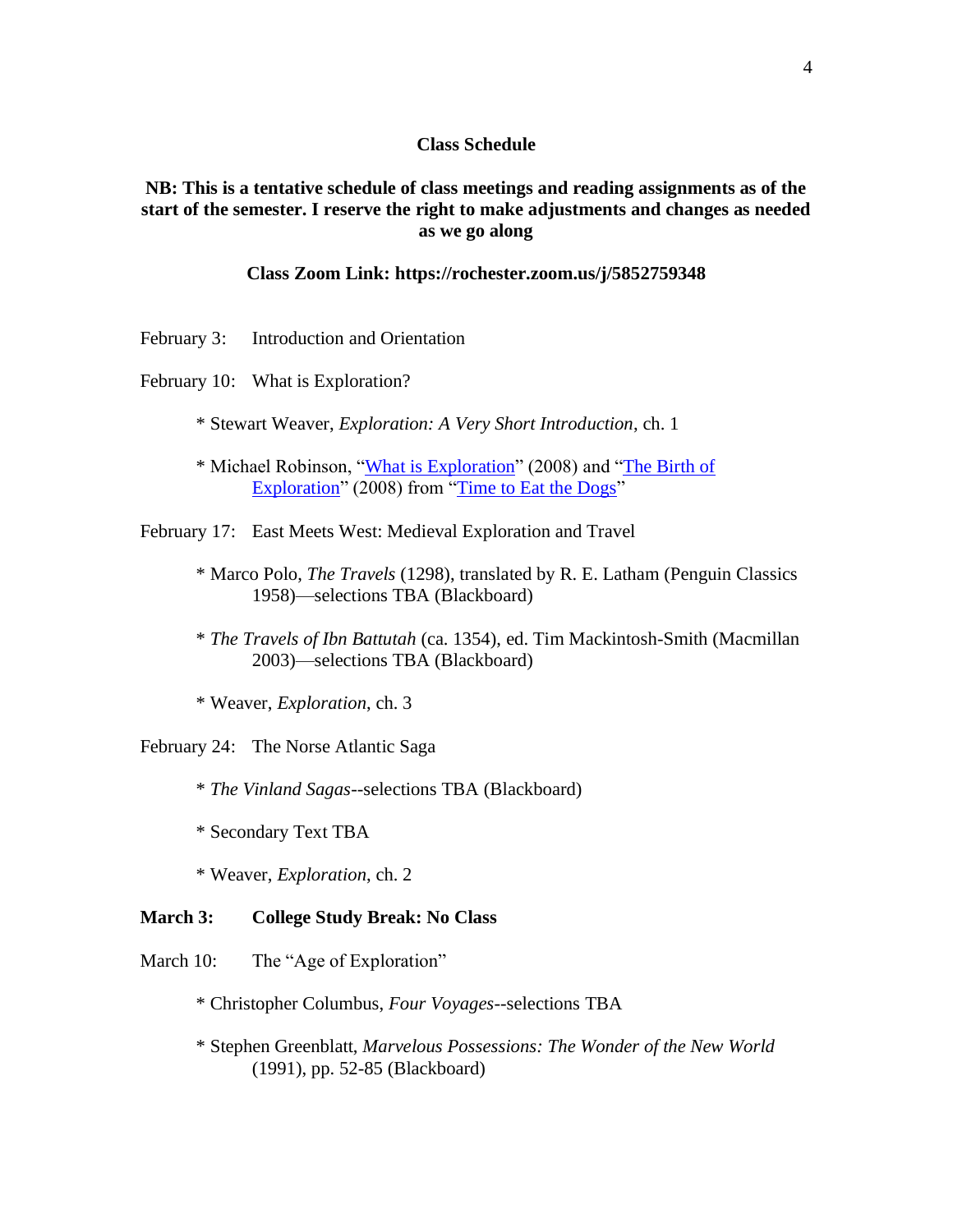## Class Schedule

**NB: This is a tentative schedule of class meetings and reading assignments as of the start of the semester. I reserve the right to make adjustments and changes as needed as we go along**

**Class Zoom Link: https://rochester.zoom.us/j/5852759348**

February 3: Introduction and Orientation

February 10: What is Exploration?

- * Stewart Weaver, *Exploration: A Very Short Introduction*, ch. 1
- * Michael Robinson, "What is Exploration" (2008) and "The Birth of Exploration" (2008) from "Time to Eat the Dogs"

February 17: East Meets West: Medieval Exploration and Travel

- * Marco Polo, *The Travels* (1298), translated by R. E. Latham (Penguin Classics 1958)—selections TBA (Blackboard)
- * *The Travels of Ibn Battutah* (ca. 1354), ed. Tim Mackintosh-Smith (Macmillan 2003)—selections TBA (Blackboard)
- * Weaver, *Exploration*, ch. 3

February 24: The Norse Atlantic Saga

- * *The Vinland Sagas*--selections TBA (Blackboard)
- * Secondary Text TBA
- * Weaver, *Exploration*, ch. 2

**March 3: College Study Break: No Class**

March 10: The "Age of Exploration"

- * Christopher Columbus, *Four Voyages*--selections TBA
- * Stephen Greenblatt, *Marvelous Possessions: The Wonder of the New World* (1991), pp. 52-85 (Blackboard)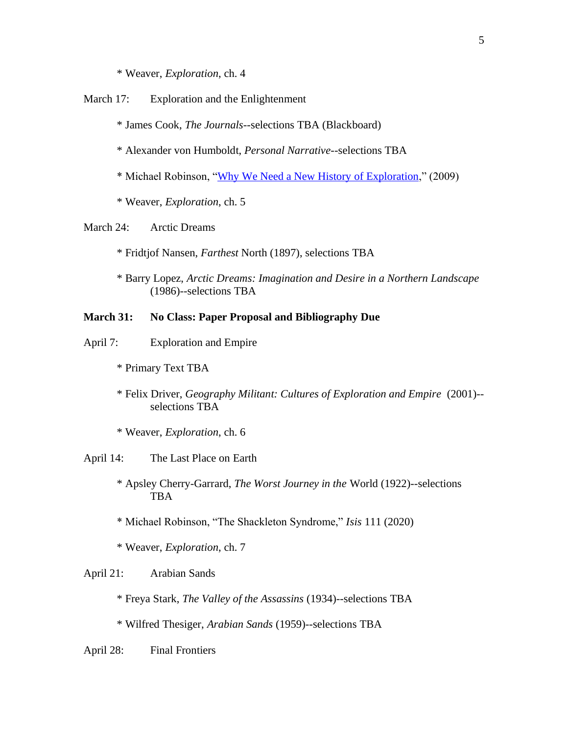* Weaver, *Exploration*, ch. 4

March 17: Exploration and the Enlightenment

* James Cook, *The Journals*--selections TBA (Blackboard)

* Alexander von Humboldt, *Personal Narrative*--selections TBA

* Michael Robinson, "[Why We Need a New History of Exploration](#)," (2009)

* Weaver, *Exploration*, ch. 5

March 24: Arctic Dreams

* Fridtjof Nansen, *Farthest* North (1897), selections TBA

* Barry Lopez, *Arctic Dreams: Imagination and Desire in a Northern Landscape* (1986)--selections TBA

**March 31: No Class: Paper Proposal and Bibliography Due**

April 7: Exploration and Empire

* Primary Text TBA

* Felix Driver, *Geography Militant: Cultures of Exploration and Empire* (2001)--selections TBA

* Weaver, *Exploration*, ch. 6

April 14: The Last Place on Earth

* Apsley Cherry-Garrard, *The Worst Journey in the* World (1922)--selections TBA

* Michael Robinson, "The Shackleton Syndrome," *Isis* 111 (2020)

* Weaver, *Exploration*, ch. 7

April 21: Arabian Sands

* Freya Stark, *The Valley of the Assassins* (1934)--selections TBA

* Wilfred Thesiger, *Arabian Sands* (1959)--selections TBA

April 28: Final Frontiers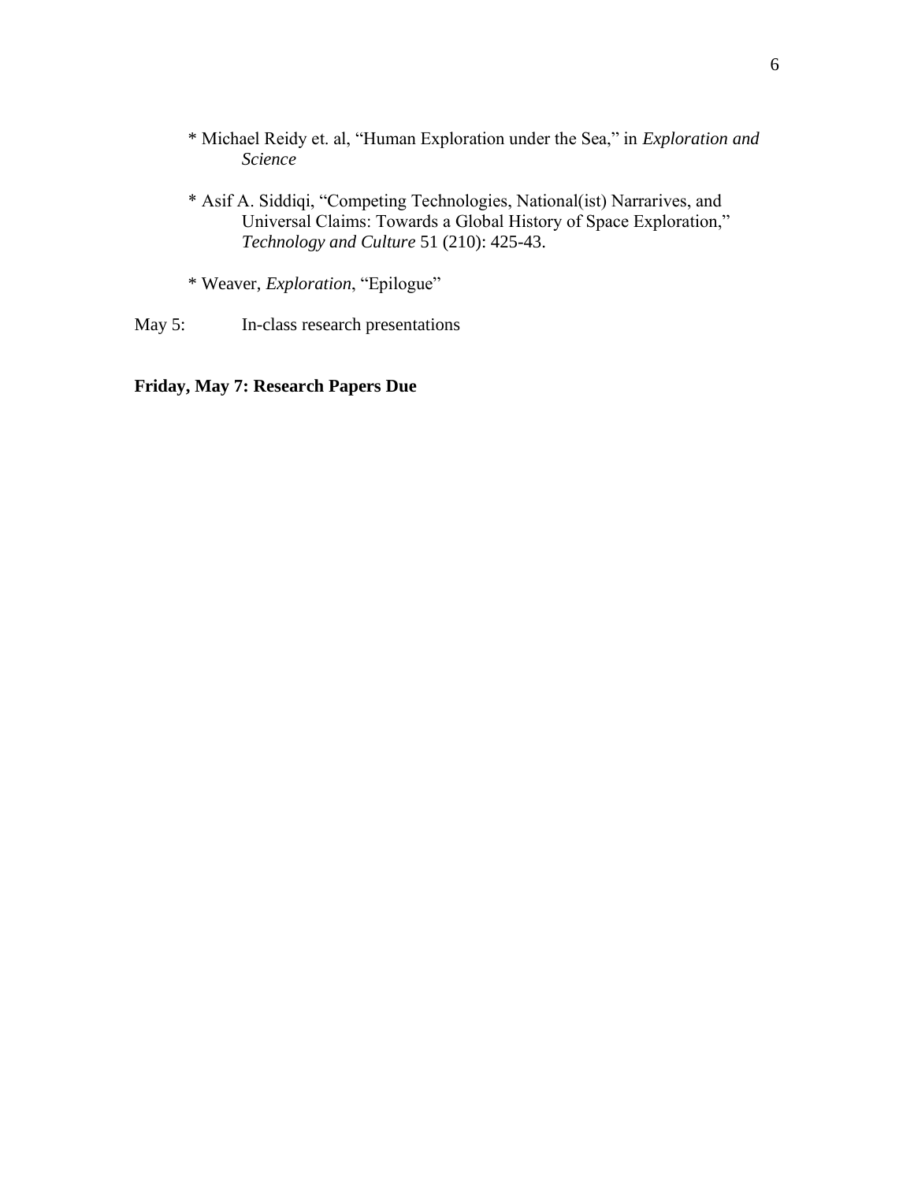* Michael Reidy et. al, "Human Exploration under the Sea," in *Exploration and Science*

* Asif A. Siddiqi, "Competing Technologies, National(ist) Narrarives, and Universal Claims: Towards a Global History of Space Exploration," *Technology and Culture* 51 (210): 425-43.

* Weaver, *Exploration*, "Epilogue"

May 5: In-class research presentations

**Friday, May 7: Research Papers Due**